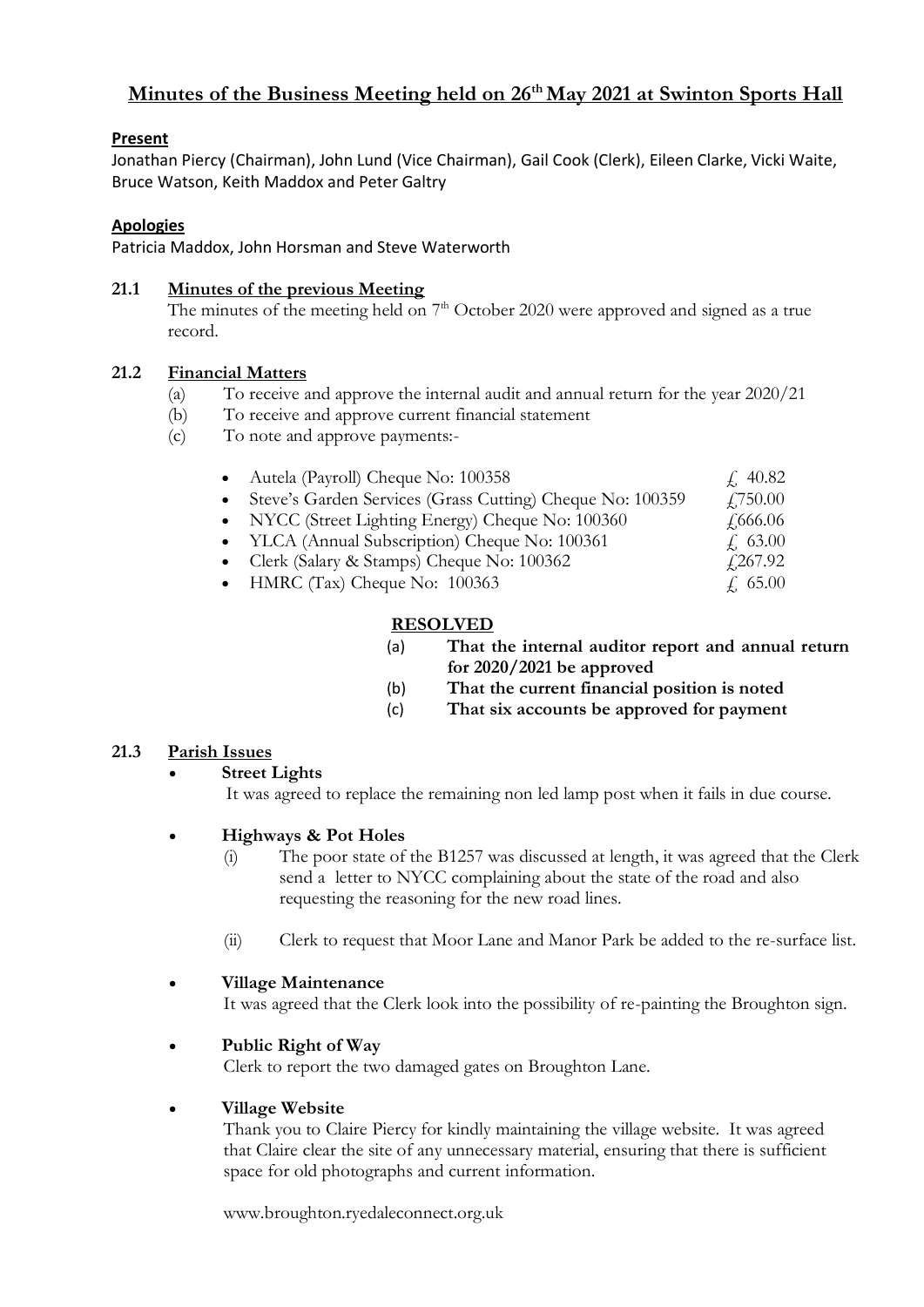# Minutes of the Business Meeting held on 26th May 2021 at Swinton Sports Hall

**Present**

Jonathan Piercy (Chairman), John Lund (Vice Chairman), Gail Cook (Clerk), Eileen Clarke, Vicki Waite, Bruce Watson, Keith Maddox and Peter Galtry

**Apologies**

Patricia Maddox, John Horsman and Steve Waterworth

## 21.1 Minutes of the previous Meeting

The minutes of the meeting held on 7th October 2020 were approved and signed as a true record.

## 21.2 Financial Matters

(a) To receive and approve the internal audit and annual return for the year 2020/21
(b) To receive and approve current financial statement
(c) To note and approve payments:-

- Autela (Payroll) Cheque No: 100358 £ 40.82
- Steve's Garden Services (Grass Cutting) Cheque No: 100359 £750.00
- NYCC (Street Lighting Energy) Cheque No: 100360 £666.06
- YLCA (Annual Subscription) Cheque No: 100361 £ 63.00
- Clerk (Salary & Stamps) Cheque No: 100362 £267.92
- HMRC (Tax) Cheque No: 100363 £ 65.00

**RESOLVED**

(a) **That the internal auditor report and annual return for 2020/2021 be approved**
(b) **That the current financial position is noted**
(c) **That six accounts be approved for payment**

## 21.3 Parish Issues

- **Street Lights**

  It was agreed to replace the remaining non led lamp post when it fails in due course.

- **Highways & Pot Holes**

  (i) The poor state of the B1257 was discussed at length, it was agreed that the Clerk send a letter to NYCC complaining about the state of the road and also requesting the reasoning for the new road lines.

  (ii) Clerk to request that Moor Lane and Manor Park be added to the re-surface list.

- **Village Maintenance**

  It was agreed that the Clerk look into the possibility of re-painting the Broughton sign.

- **Public Right of Way**

  Clerk to report the two damaged gates on Broughton Lane.

- **Village Website**

  Thank you to Claire Piercy for kindly maintaining the village website. It was agreed that Claire clear the site of any unnecessary material, ensuring that there is sufficient space for old photographs and current information.

  www.broughton.ryedaleconnect.org.uk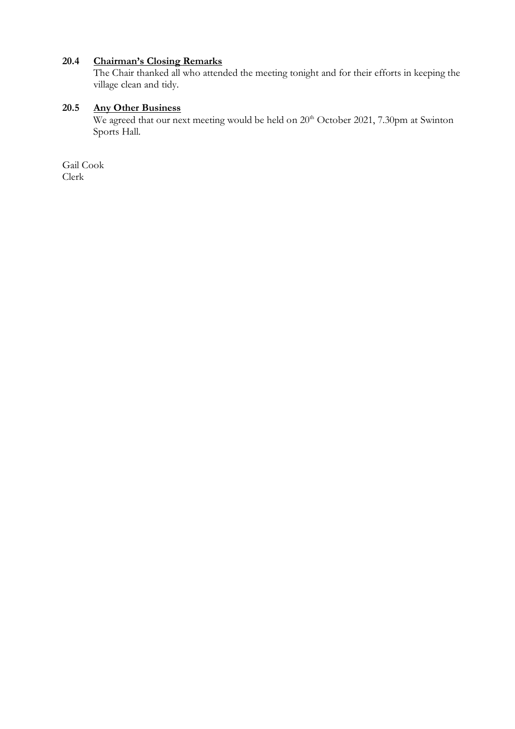### 20.4 Chairman's Closing Remarks

The Chair thanked all who attended the meeting tonight and for their efforts in keeping the village clean and tidy.

### 20.5 Any Other Business

We agreed that our next meeting would be held on 20th October 2021, 7.30pm at Swinton Sports Hall.

Gail Cook
Clerk